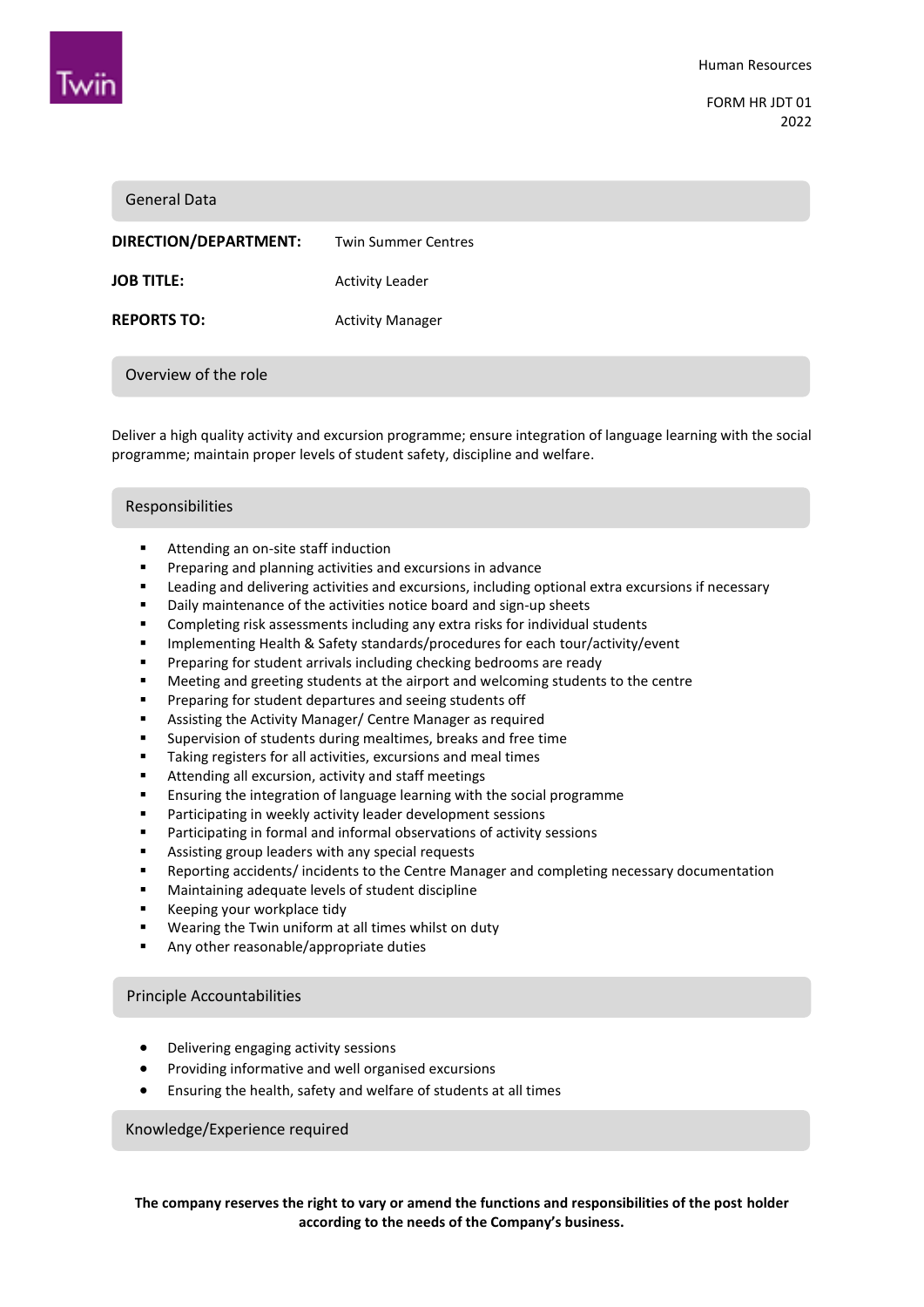Human Resources

FORM HR JDT 01
2022

## General Data

| | |
|---|---|
| **DIRECTION/DEPARTMENT:** | Twin Summer Centres |
| **JOB TITLE:** | Activity Leader |
| **REPORTS TO:** | Activity Manager |

## Overview of the role

Deliver a high quality activity and excursion programme; ensure integration of language learning with the social programme; maintain proper levels of student safety, discipline and welfare.

## Responsibilities

- Attending an on-site staff induction
- Preparing and planning activities and excursions in advance
- Leading and delivering activities and excursions, including optional extra excursions if necessary
- Daily maintenance of the activities notice board and sign-up sheets
- Completing risk assessments including any extra risks for individual students
- Implementing Health & Safety standards/procedures for each tour/activity/event
- Preparing for student arrivals including checking bedrooms are ready
- Meeting and greeting students at the airport and welcoming students to the centre
- Preparing for student departures and seeing students off
- Assisting the Activity Manager/ Centre Manager as required
- Supervision of students during mealtimes, breaks and free time
- Taking registers for all activities, excursions and meal times
- Attending all excursion, activity and staff meetings
- Ensuring the integration of language learning with the social programme
- Participating in weekly activity leader development sessions
- Participating in formal and informal observations of activity sessions
- Assisting group leaders with any special requests
- Reporting accidents/ incidents to the Centre Manager and completing necessary documentation
- Maintaining adequate levels of student discipline
- Keeping your workplace tidy
- Wearing the Twin uniform at all times whilst on duty
- Any other reasonable/appropriate duties

## Principle Accountabilities

- Delivering engaging activity sessions
- Providing informative and well organised excursions
- Ensuring the health, safety and welfare of students at all times

## Knowledge/Experience required

**The company reserves the right to vary or amend the functions and responsibilities of the post holder according to the needs of the Company's business.**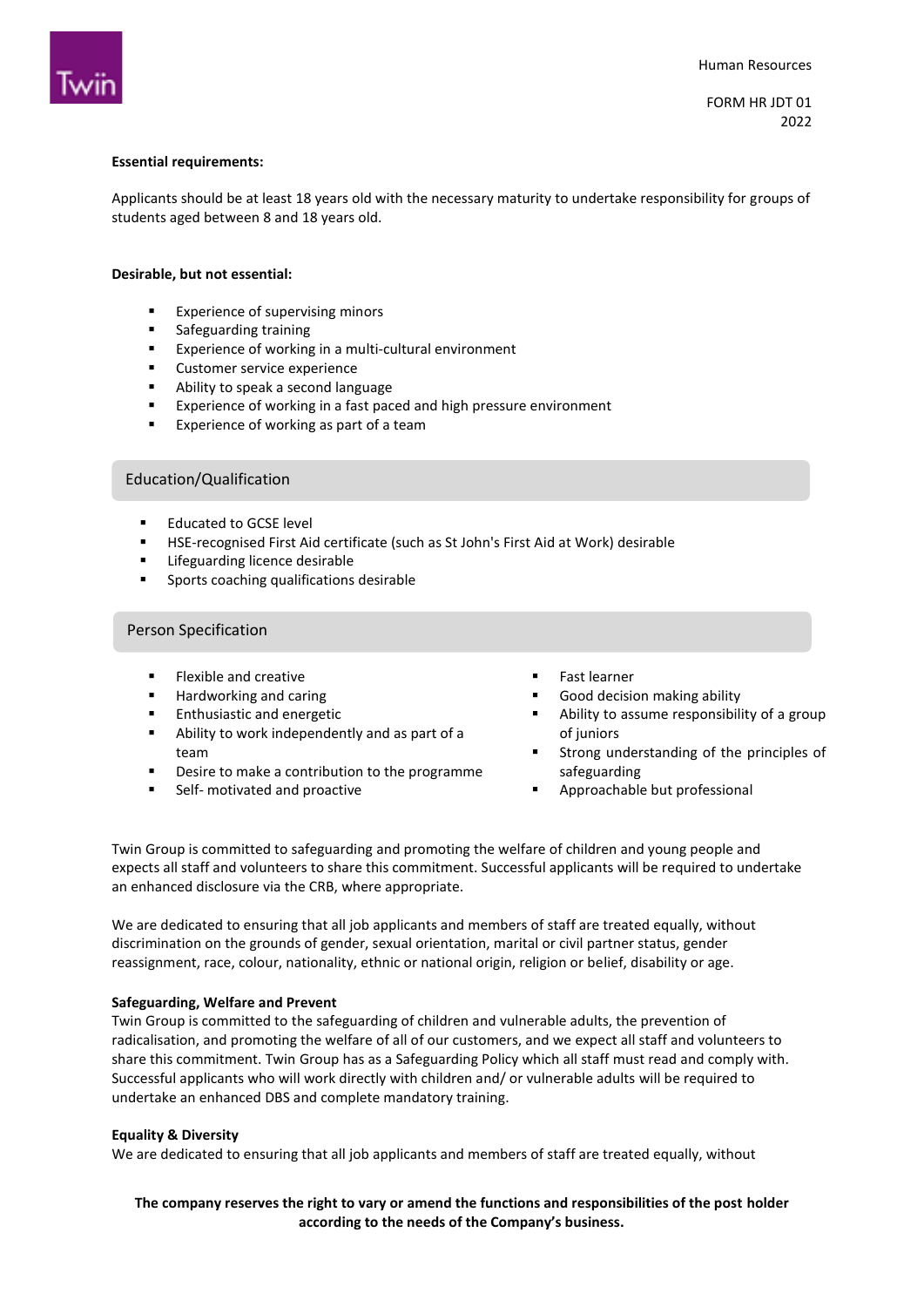**Essential requirements:**

Applicants should be at least 18 years old with the necessary maturity to undertake responsibility for groups of students aged between 8 and 18 years old.

**Desirable, but not essential:**

- Experience of supervising minors
- Safeguarding training
- Experience of working in a multi-cultural environment
- Customer service experience
- Ability to speak a second language
- Experience of working in a fast paced and high pressure environment
- Experience of working as part of a team

## Education/Qualification

- Educated to GCSE level
- HSE-recognised First Aid certificate (such as St John's First Aid at Work) desirable
- Lifeguarding licence desirable
- Sports coaching qualifications desirable

## Person Specification

- Flexible and creative
- Hardworking and caring
- Enthusiastic and energetic
- Ability to work independently and as part of a team
- Desire to make a contribution to the programme
- Self- motivated and proactive
- Fast learner
- Good decision making ability
- Ability to assume responsibility of a group of juniors
- Strong understanding of the principles of safeguarding
- Approachable but professional

Twin Group is committed to safeguarding and promoting the welfare of children and young people and expects all staff and volunteers to share this commitment. Successful applicants will be required to undertake an enhanced disclosure via the CRB, where appropriate.

We are dedicated to ensuring that all job applicants and members of staff are treated equally, without discrimination on the grounds of gender, sexual orientation, marital or civil partner status, gender reassignment, race, colour, nationality, ethnic or national origin, religion or belief, disability or age.

**Safeguarding, Welfare and Prevent**

Twin Group is committed to the safeguarding of children and vulnerable adults, the prevention of radicalisation, and promoting the welfare of all of our customers, and we expect all staff and volunteers to share this commitment. Twin Group has as a Safeguarding Policy which all staff must read and comply with. Successful applicants who will work directly with children and/ or vulnerable adults will be required to undertake an enhanced DBS and complete mandatory training.

**Equality & Diversity**

We are dedicated to ensuring that all job applicants and members of staff are treated equally, without

**The company reserves the right to vary or amend the functions and responsibilities of the post holder according to the needs of the Company's business.**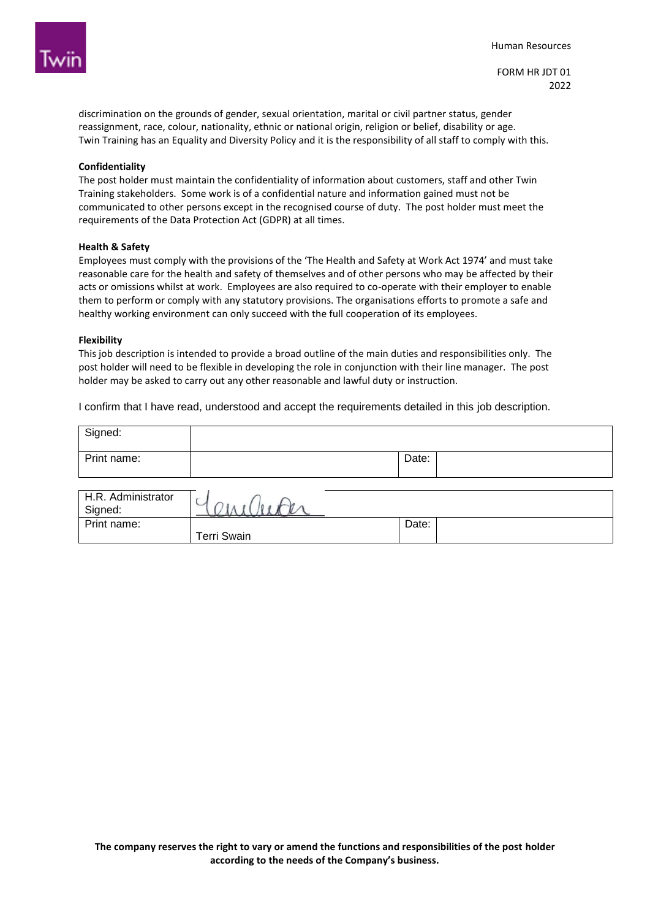discrimination on the grounds of gender, sexual orientation, marital or civil partner status, gender reassignment, race, colour, nationality, ethnic or national origin, religion or belief, disability or age. Twin Training has an Equality and Diversity Policy and it is the responsibility of all staff to comply with this.

**Confidentiality**

The post holder must maintain the confidentiality of information about customers, staff and other Twin Training stakeholders. Some work is of a confidential nature and information gained must not be communicated to other persons except in the recognised course of duty. The post holder must meet the requirements of the Data Protection Act (GDPR) at all times.

**Health & Safety**

Employees must comply with the provisions of the 'The Health and Safety at Work Act 1974' and must take reasonable care for the health and safety of themselves and of other persons who may be affected by their acts or omissions whilst at work. Employees are also required to co-operate with their employer to enable them to perform or comply with any statutory provisions. The organisations efforts to promote a safe and healthy working environment can only succeed with the full cooperation of its employees.

**Flexibility**

This job description is intended to provide a broad outline of the main duties and responsibilities only. The post holder will need to be flexible in developing the role in conjunction with their line manager. The post holder may be asked to carry out any other reasonable and lawful duty or instruction.

I confirm that I have read, understood and accept the requirements detailed in this job description.

| | | | |
|---|---|---|---|
| Signed: | | | |
| Print name: | | Date: | |

| | | | |
|---|---|---|---|
| H.R. Administrator Signed: | [signature] | | |
| Print name: | Terri Swain | Date: | |

**The company reserves the right to vary or amend the functions and responsibilities of the post holder according to the needs of the Company's business.**